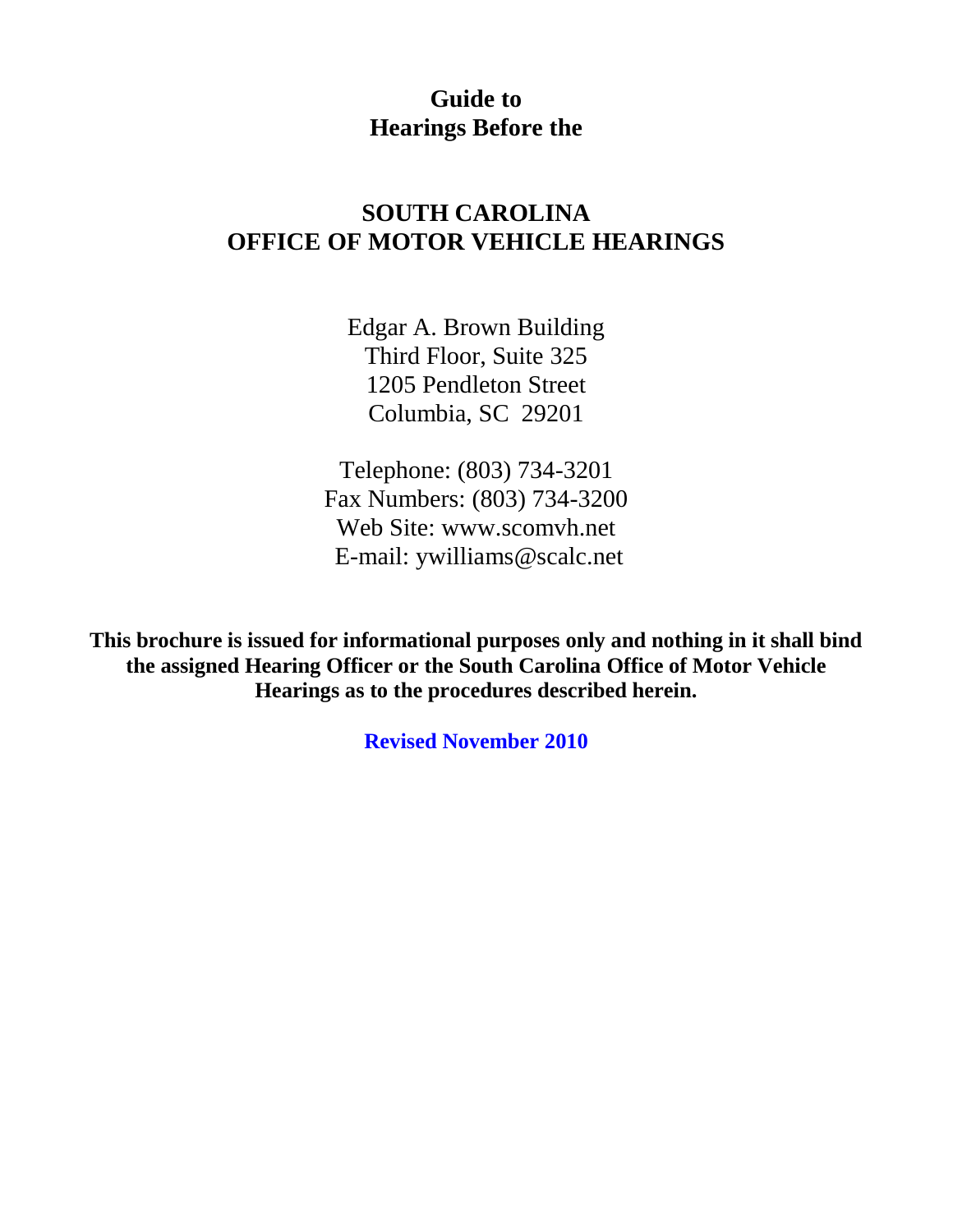# Guide to Hearings Before the

# SOUTH CAROLINA OFFICE OF MOTOR VEHICLE HEARINGS

Edgar A. Brown Building
Third Floor, Suite 325
1205 Pendleton Street
Columbia, SC 29201

Telephone: (803) 734-3201
Fax Numbers: (803) 734-3200
Web Site: www.scomvh.net
E-mail: ywilliams@scalc.net

**This brochure is issued for informational purposes only and nothing in it shall bind the assigned Hearing Officer or the South Carolina Office of Motor Vehicle Hearings as to the procedures described herein.**

**Revised November 2010**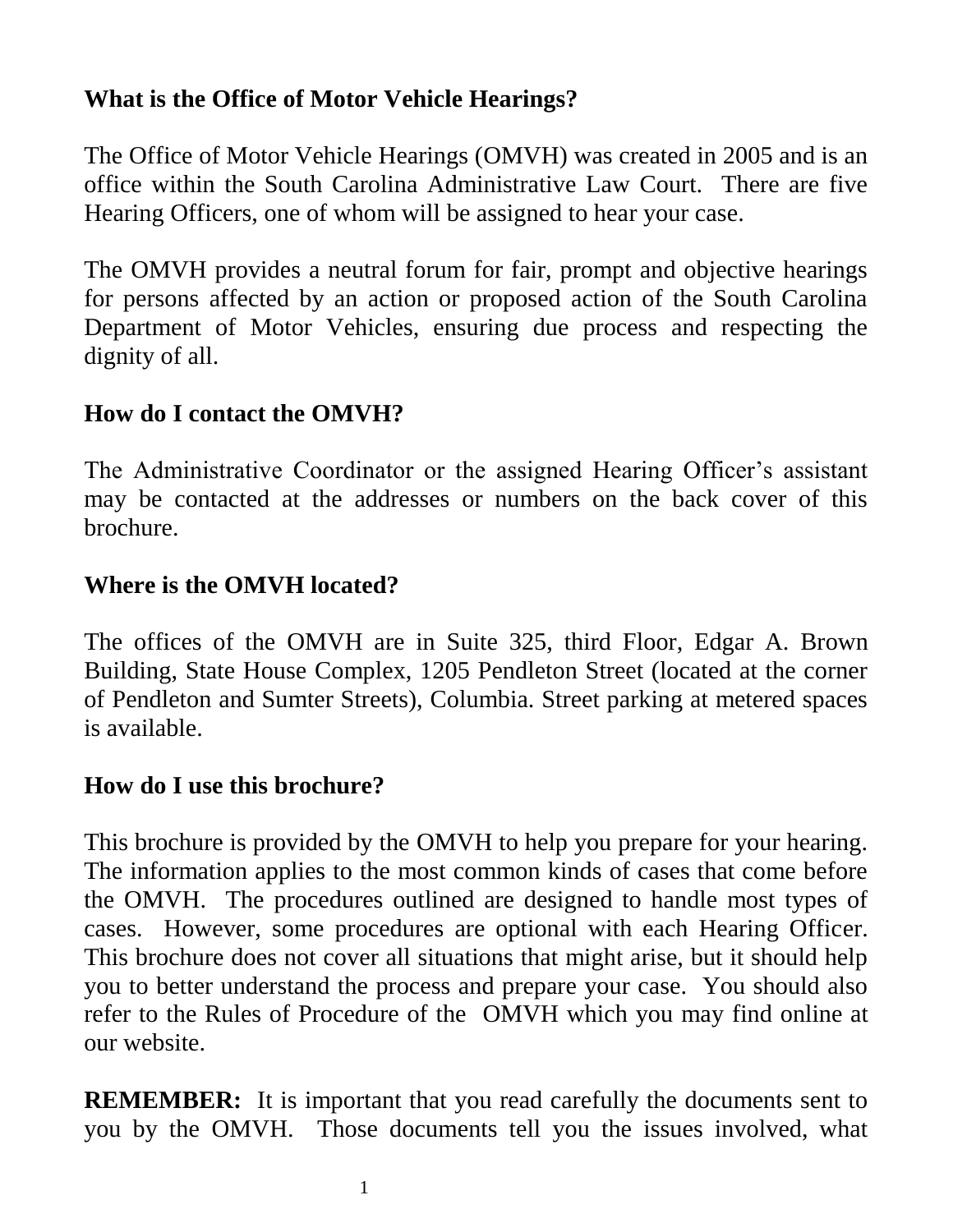## What is the Office of Motor Vehicle Hearings?

The Office of Motor Vehicle Hearings (OMVH) was created in 2005 and is an office within the South Carolina Administrative Law Court. There are five Hearing Officers, one of whom will be assigned to hear your case.

The OMVH provides a neutral forum for fair, prompt and objective hearings for persons affected by an action or proposed action of the South Carolina Department of Motor Vehicles, ensuring due process and respecting the dignity of all.

## How do I contact the OMVH?

The Administrative Coordinator or the assigned Hearing Officer's assistant may be contacted at the addresses or numbers on the back cover of this brochure.

## Where is the OMVH located?

The offices of the OMVH are in Suite 325, third Floor, Edgar A. Brown Building, State House Complex, 1205 Pendleton Street (located at the corner of Pendleton and Sumter Streets), Columbia. Street parking at metered spaces is available.

## How do I use this brochure?

This brochure is provided by the OMVH to help you prepare for your hearing. The information applies to the most common kinds of cases that come before the OMVH. The procedures outlined are designed to handle most types of cases. However, some procedures are optional with each Hearing Officer. This brochure does not cover all situations that might arise, but it should help you to better understand the process and prepare your case. You should also refer to the Rules of Procedure of the OMVH which you may find online at our website.

**REMEMBER:** It is important that you read carefully the documents sent to you by the OMVH. Those documents tell you the issues involved, what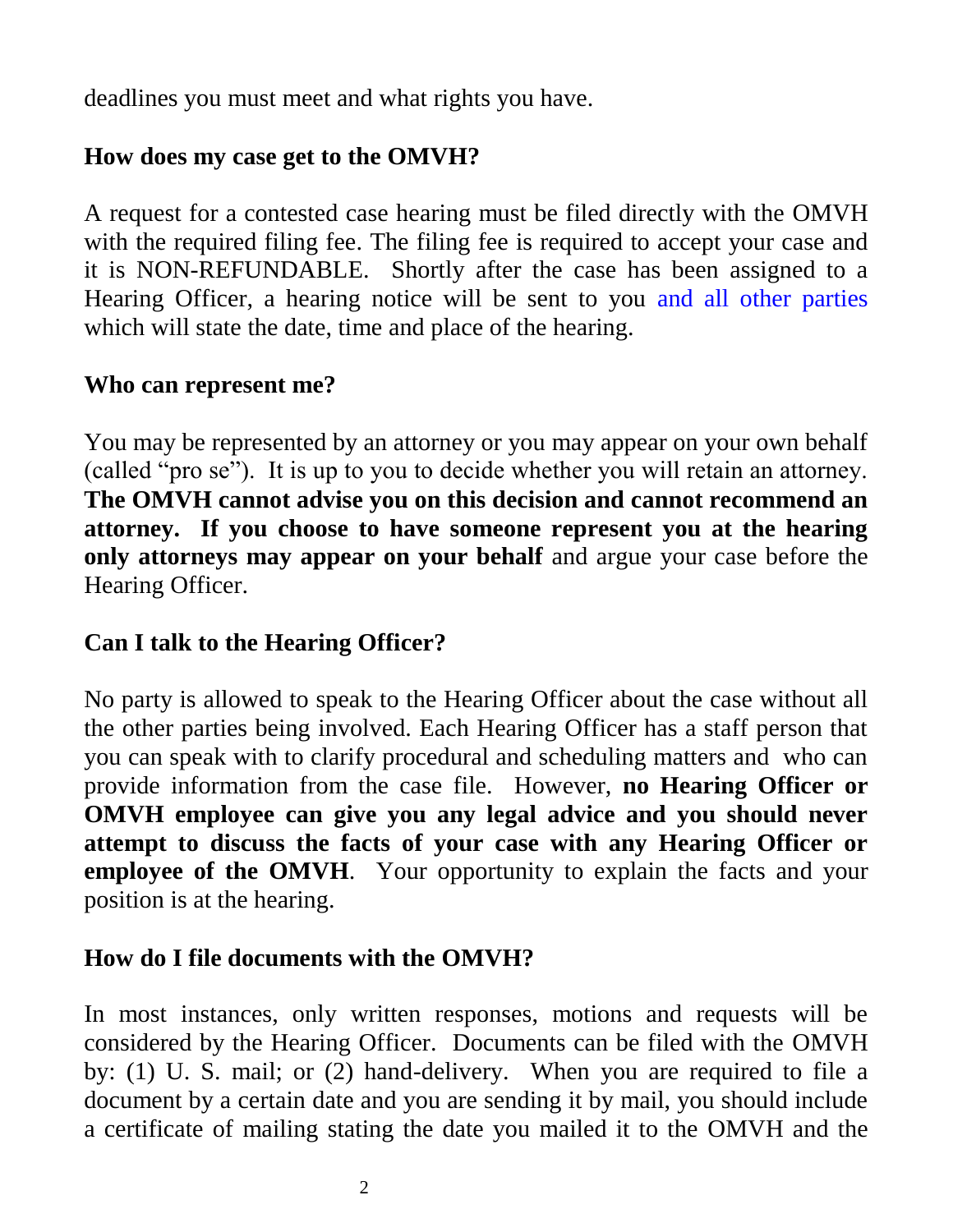deadlines you must meet and what rights you have.

## How does my case get to the OMVH?

A request for a contested case hearing must be filed directly with the OMVH with the required filing fee. The filing fee is required to accept your case and it is NON-REFUNDABLE. Shortly after the case has been assigned to a Hearing Officer, a hearing notice will be sent to you and all other parties which will state the date, time and place of the hearing.

## Who can represent me?

You may be represented by an attorney or you may appear on your own behalf (called "pro se"). It is up to you to decide whether you will retain an attorney. **The OMVH cannot advise you on this decision and cannot recommend an attorney. If you choose to have someone represent you at the hearing only attorneys may appear on your behalf** and argue your case before the Hearing Officer.

## Can I talk to the Hearing Officer?

No party is allowed to speak to the Hearing Officer about the case without all the other parties being involved. Each Hearing Officer has a staff person that you can speak with to clarify procedural and scheduling matters and who can provide information from the case file. However, **no Hearing Officer or OMVH employee can give you any legal advice and you should never attempt to discuss the facts of your case with any Hearing Officer or employee of the OMVH**. Your opportunity to explain the facts and your position is at the hearing.

## How do I file documents with the OMVH?

In most instances, only written responses, motions and requests will be considered by the Hearing Officer. Documents can be filed with the OMVH by: (1) U. S. mail; or (2) hand-delivery. When you are required to file a document by a certain date and you are sending it by mail, you should include a certificate of mailing stating the date you mailed it to the OMVH and the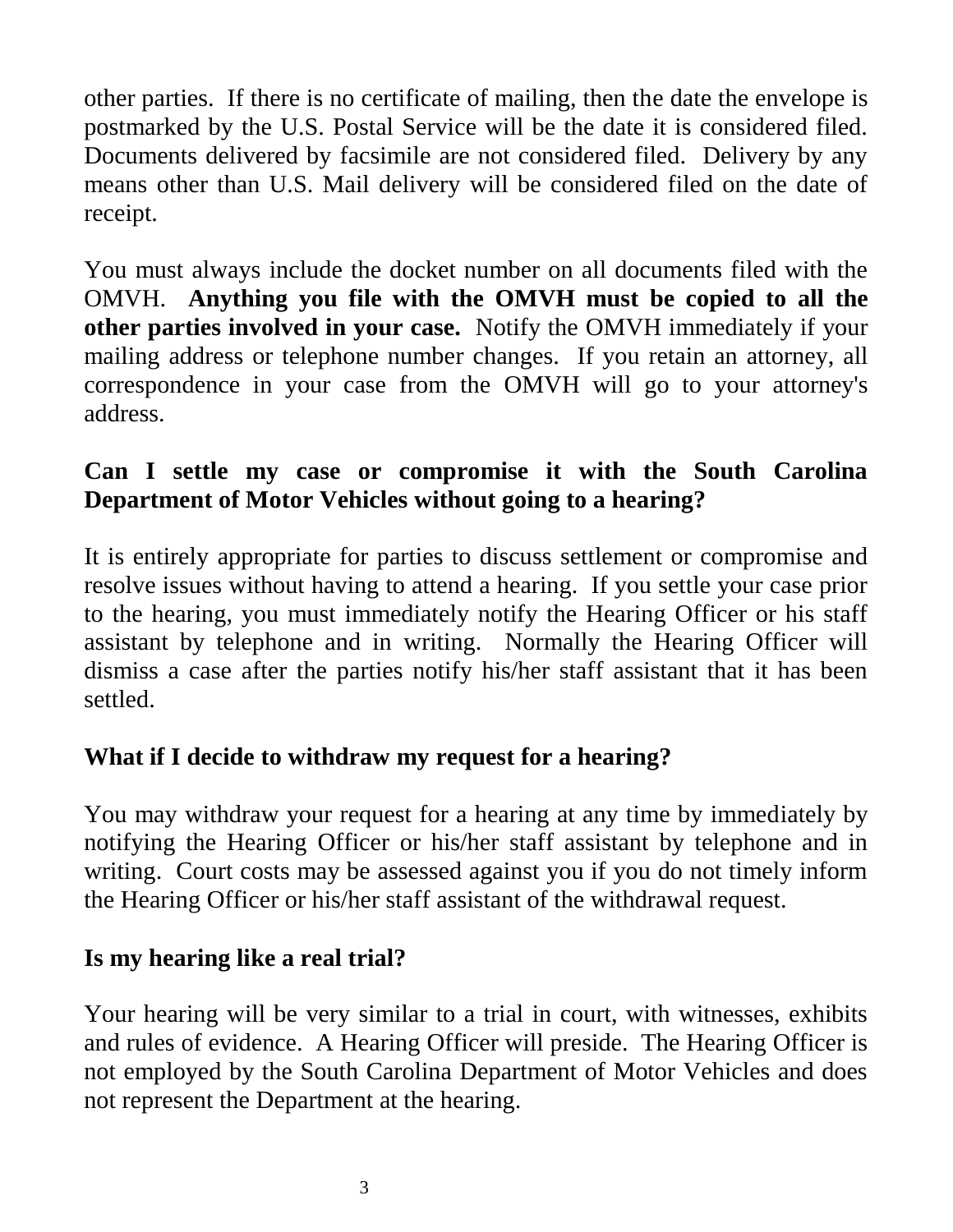other parties. If there is no certificate of mailing, then the date the envelope is postmarked by the U.S. Postal Service will be the date it is considered filed. Documents delivered by facsimile are not considered filed. Delivery by any means other than U.S. Mail delivery will be considered filed on the date of receipt.

You must always include the docket number on all documents filed with the OMVH. **Anything you file with the OMVH must be copied to all the other parties involved in your case.** Notify the OMVH immediately if your mailing address or telephone number changes. If you retain an attorney, all correspondence in your case from the OMVH will go to your attorney's address.

## Can I settle my case or compromise it with the South Carolina Department of Motor Vehicles without going to a hearing?

It is entirely appropriate for parties to discuss settlement or compromise and resolve issues without having to attend a hearing. If you settle your case prior to the hearing, you must immediately notify the Hearing Officer or his staff assistant by telephone and in writing. Normally the Hearing Officer will dismiss a case after the parties notify his/her staff assistant that it has been settled.

## What if I decide to withdraw my request for a hearing?

You may withdraw your request for a hearing at any time by immediately by notifying the Hearing Officer or his/her staff assistant by telephone and in writing. Court costs may be assessed against you if you do not timely inform the Hearing Officer or his/her staff assistant of the withdrawal request.

## Is my hearing like a real trial?

Your hearing will be very similar to a trial in court, with witnesses, exhibits and rules of evidence. A Hearing Officer will preside. The Hearing Officer is not employed by the South Carolina Department of Motor Vehicles and does not represent the Department at the hearing.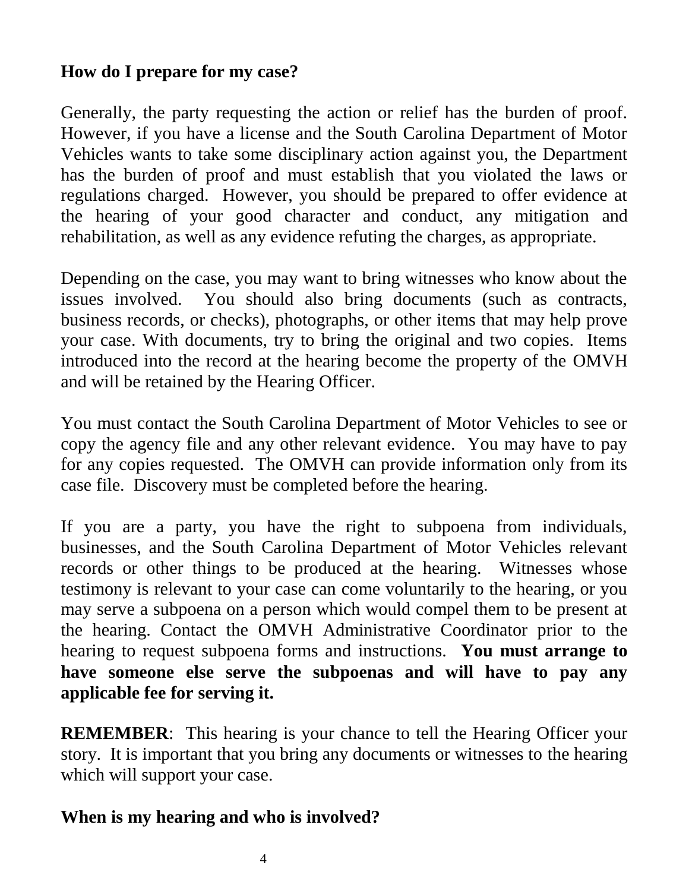**How do I prepare for my case?**

Generally, the party requesting the action or relief has the burden of proof. However, if you have a license and the South Carolina Department of Motor Vehicles wants to take some disciplinary action against you, the Department has the burden of proof and must establish that you violated the laws or regulations charged. However, you should be prepared to offer evidence at the hearing of your good character and conduct, any mitigation and rehabilitation, as well as any evidence refuting the charges, as appropriate.

Depending on the case, you may want to bring witnesses who know about the issues involved. You should also bring documents (such as contracts, business records, or checks), photographs, or other items that may help prove your case. With documents, try to bring the original and two copies. Items introduced into the record at the hearing become the property of the OMVH and will be retained by the Hearing Officer.

You must contact the South Carolina Department of Motor Vehicles to see or copy the agency file and any other relevant evidence. You may have to pay for any copies requested. The OMVH can provide information only from its case file. Discovery must be completed before the hearing.

If you are a party, you have the right to subpoena from individuals, businesses, and the South Carolina Department of Motor Vehicles relevant records or other things to be produced at the hearing. Witnesses whose testimony is relevant to your case can come voluntarily to the hearing, or you may serve a subpoena on a person which would compel them to be present at the hearing. Contact the OMVH Administrative Coordinator prior to the hearing to request subpoena forms and instructions. **You must arrange to have someone else serve the subpoenas and will have to pay any applicable fee for serving it.**

**REMEMBER**: This hearing is your chance to tell the Hearing Officer your story. It is important that you bring any documents or witnesses to the hearing which will support your case.

**When is my hearing and who is involved?**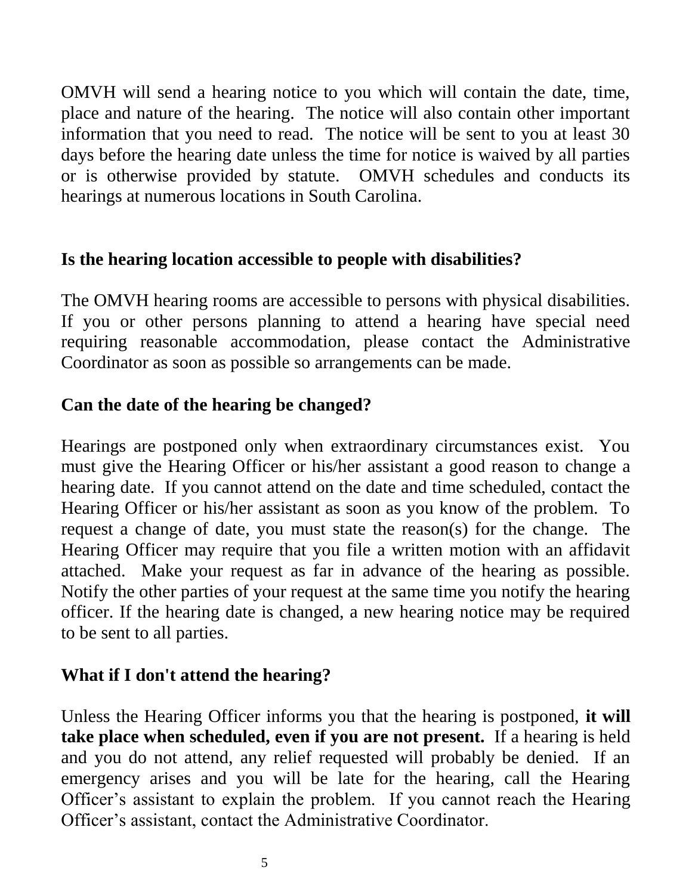OMVH will send a hearing notice to you which will contain the date, time, place and nature of the hearing. The notice will also contain other important information that you need to read. The notice will be sent to you at least 30 days before the hearing date unless the time for notice is waived by all parties or is otherwise provided by statute. OMVH schedules and conducts its hearings at numerous locations in South Carolina.

**Is the hearing location accessible to people with disabilities?**

The OMVH hearing rooms are accessible to persons with physical disabilities. If you or other persons planning to attend a hearing have special need requiring reasonable accommodation, please contact the Administrative Coordinator as soon as possible so arrangements can be made.

**Can the date of the hearing be changed?**

Hearings are postponed only when extraordinary circumstances exist. You must give the Hearing Officer or his/her assistant a good reason to change a hearing date. If you cannot attend on the date and time scheduled, contact the Hearing Officer or his/her assistant as soon as you know of the problem. To request a change of date, you must state the reason(s) for the change. The Hearing Officer may require that you file a written motion with an affidavit attached. Make your request as far in advance of the hearing as possible. Notify the other parties of your request at the same time you notify the hearing officer. If the hearing date is changed, a new hearing notice may be required to be sent to all parties.

**What if I don't attend the hearing?**

Unless the Hearing Officer informs you that the hearing is postponed, **it will take place when scheduled, even if you are not present.** If a hearing is held and you do not attend, any relief requested will probably be denied. If an emergency arises and you will be late for the hearing, call the Hearing Officer's assistant to explain the problem. If you cannot reach the Hearing Officer's assistant, contact the Administrative Coordinator.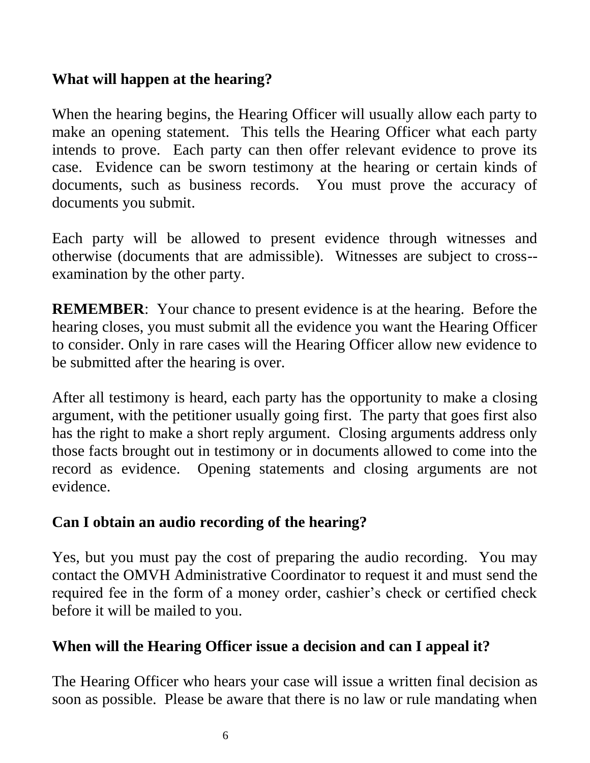**What will happen at the hearing?**

When the hearing begins, the Hearing Officer will usually allow each party to make an opening statement. This tells the Hearing Officer what each party intends to prove. Each party can then offer relevant evidence to prove its case. Evidence can be sworn testimony at the hearing or certain kinds of documents, such as business records. You must prove the accuracy of documents you submit.

Each party will be allowed to present evidence through witnesses and otherwise (documents that are admissible). Witnesses are subject to cross--examination by the other party.

**REMEMBER**: Your chance to present evidence is at the hearing. Before the hearing closes, you must submit all the evidence you want the Hearing Officer to consider. Only in rare cases will the Hearing Officer allow new evidence to be submitted after the hearing is over.

After all testimony is heard, each party has the opportunity to make a closing argument, with the petitioner usually going first. The party that goes first also has the right to make a short reply argument. Closing arguments address only those facts brought out in testimony or in documents allowed to come into the record as evidence. Opening statements and closing arguments are not evidence.

**Can I obtain an audio recording of the hearing?**

Yes, but you must pay the cost of preparing the audio recording. You may contact the OMVH Administrative Coordinator to request it and must send the required fee in the form of a money order, cashier's check or certified check before it will be mailed to you.

**When will the Hearing Officer issue a decision and can I appeal it?**

The Hearing Officer who hears your case will issue a written final decision as soon as possible. Please be aware that there is no law or rule mandating when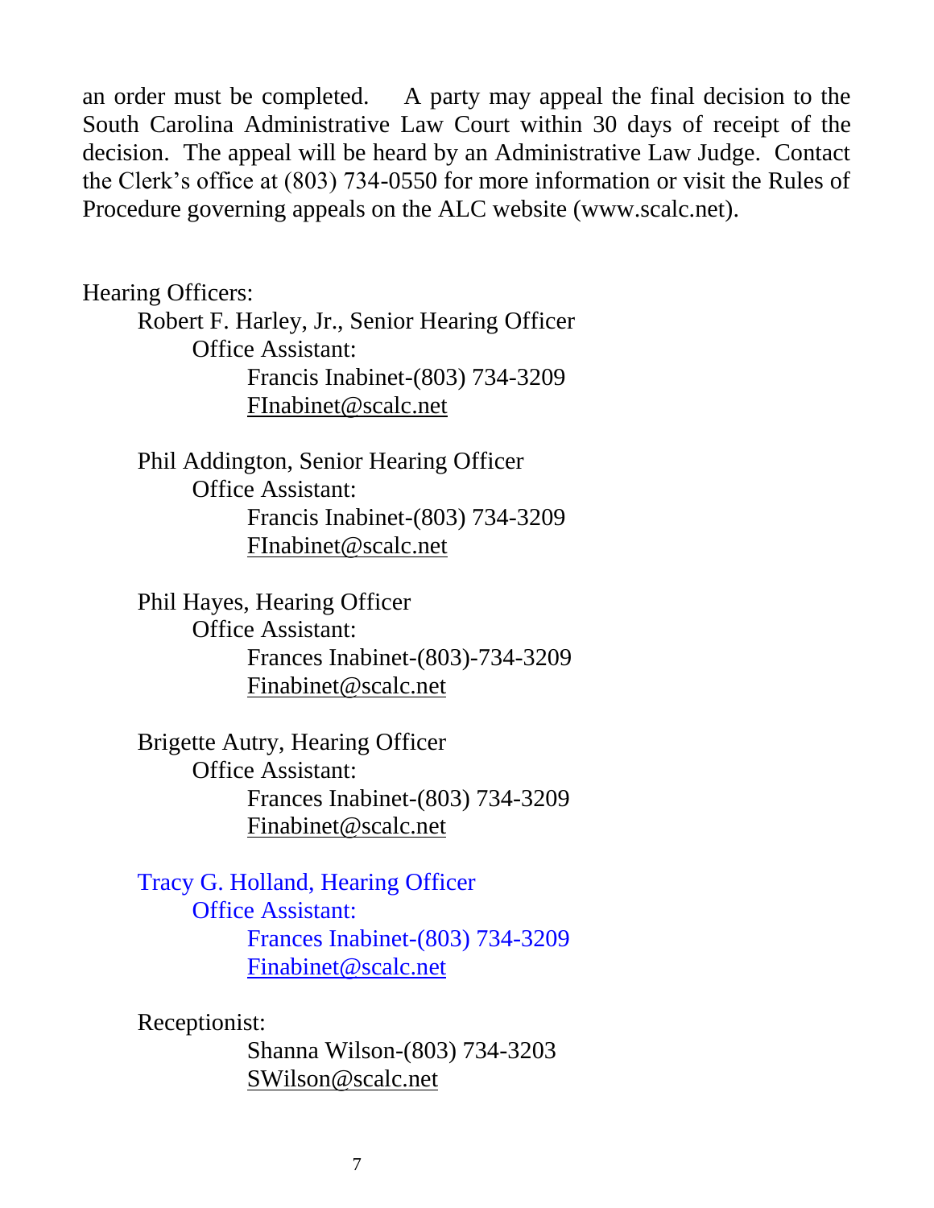an order must be completed. A party may appeal the final decision to the South Carolina Administrative Law Court within 30 days of receipt of the decision. The appeal will be heard by an Administrative Law Judge. Contact the Clerk's office at (803) 734-0550 for more information or visit the Rules of Procedure governing appeals on the ALC website (www.scalc.net).

Hearing Officers:

- Robert F. Harley, Jr., Senior Hearing Officer
  - Office Assistant:
    - Francis Inabinet-(803) 734-3209
    - FInabinet@scalc.net

- Phil Addington, Senior Hearing Officer
  - Office Assistant:
    - Francis Inabinet-(803) 734-3209
    - FInabinet@scalc.net

- Phil Hayes, Hearing Officer
  - Office Assistant:
    - Frances Inabinet-(803)-734-3209
    - Finabinet@scalc.net

- Brigette Autry, Hearing Officer
  - Office Assistant:
    - Frances Inabinet-(803) 734-3209
    - Finabinet@scalc.net

- Tracy G. Holland, Hearing Officer
  - Office Assistant:
    - Frances Inabinet-(803) 734-3209
    - Finabinet@scalc.net

- Receptionist:
  - Shanna Wilson-(803) 734-3203
  - SWilson@scalc.net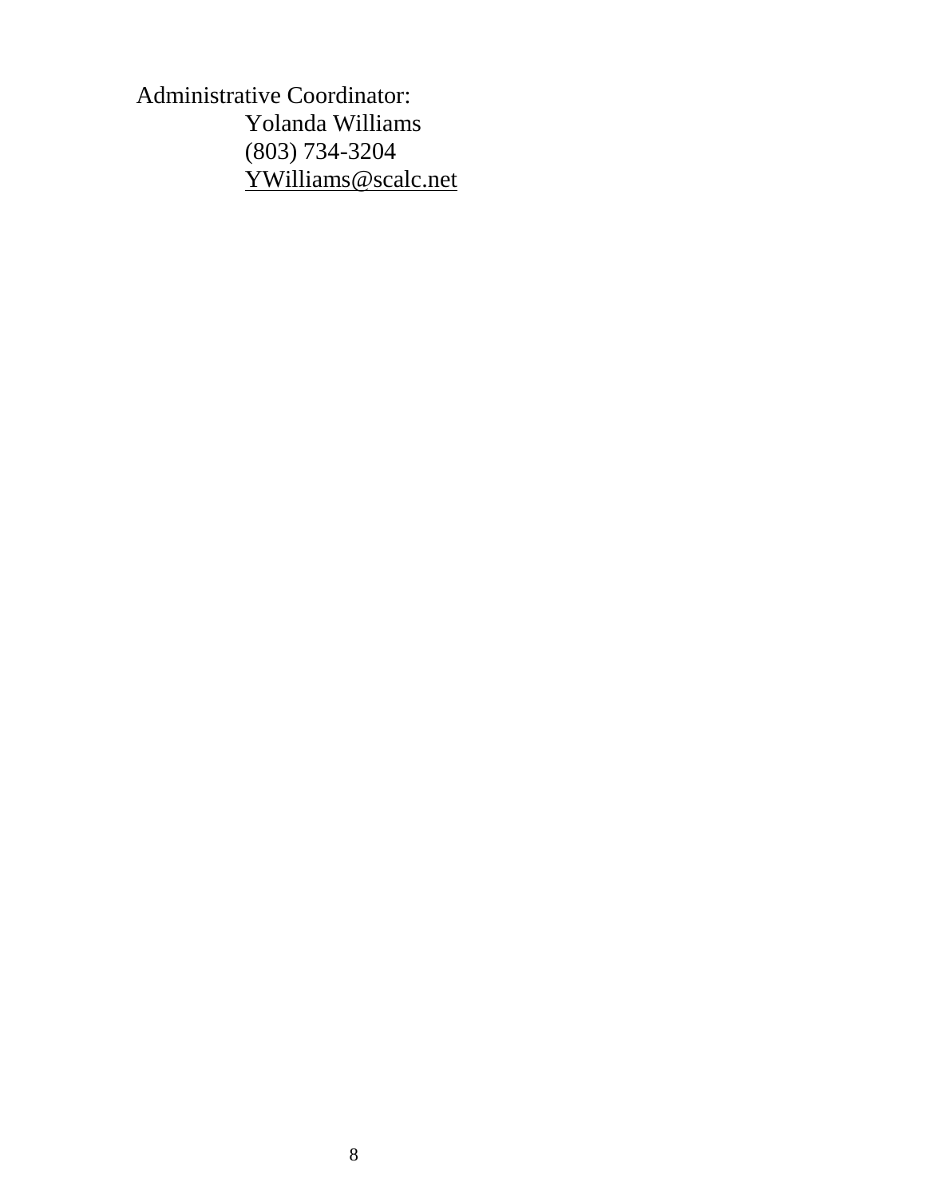Administrative Coordinator:

Yolanda Williams
(803) 734-3204
YWilliams@scalc.net